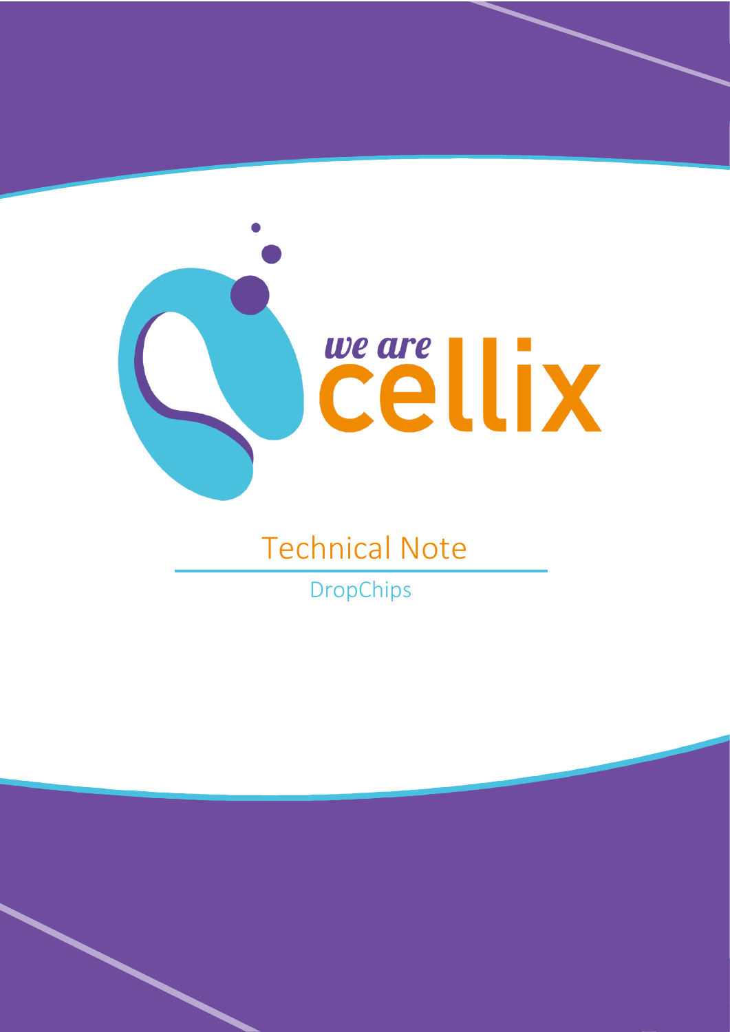we are cellix

# Technical Note

DropChips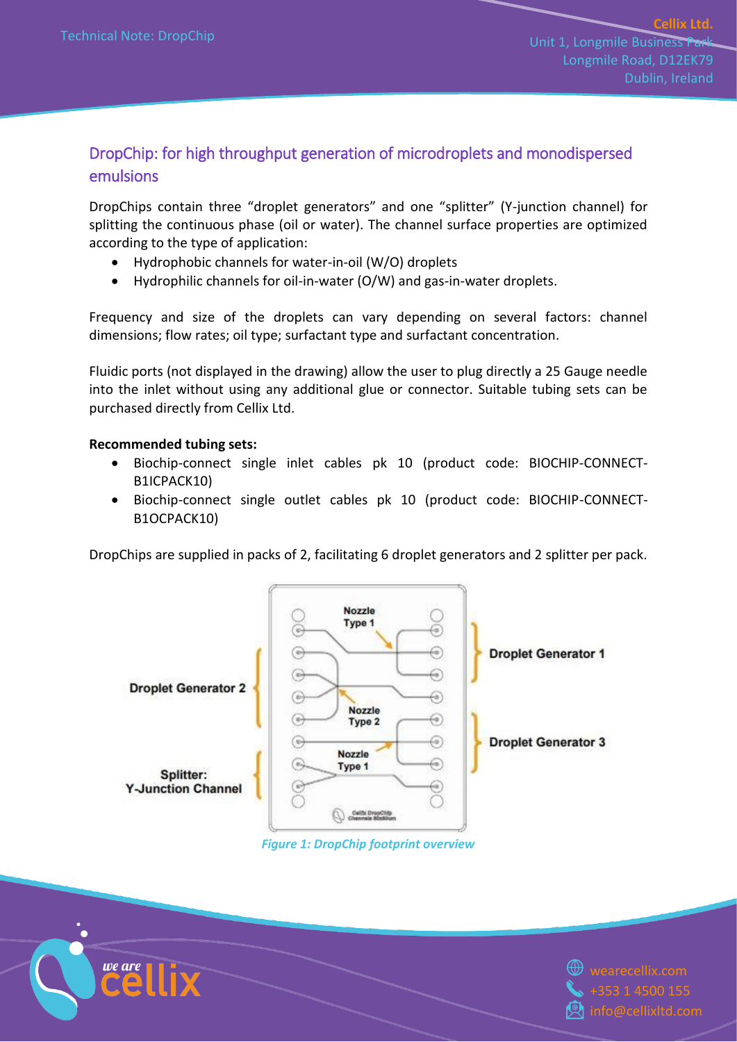## DropChip: for high throughput generation of microdroplets and monodispersed emulsions

DropChips contain three "droplet generators" and one "splitter" (Y-junction channel) for splitting the continuous phase (oil or water). The channel surface properties are optimized according to the type of application:

- Hydrophobic channels for water-in-oil (W/O) droplets
- Hydrophilic channels for oil-in-water (O/W) and gas-in-water droplets.

Frequency and size of the droplets can vary depending on several factors: channel dimensions; flow rates; oil type; surfactant type and surfactant concentration.

Fluidic ports (not displayed in the drawing) allow the user to plug directly a 25 Gauge needle into the inlet without using any additional glue or connector. Suitable tubing sets can be purchased directly from Cellix Ltd.

**Recommended tubing sets:**

- Biochip-connect single inlet cables pk 10 (product code: BIOCHIP-CONNECT-B1ICPACK10)
- Biochip-connect single outlet cables pk 10 (product code: BIOCHIP-CONNECT-B1OCPACK10)

DropChips are supplied in packs of 2, facilitating 6 droplet generators and 2 splitter per pack.

*Figure 1: DropChip footprint overview*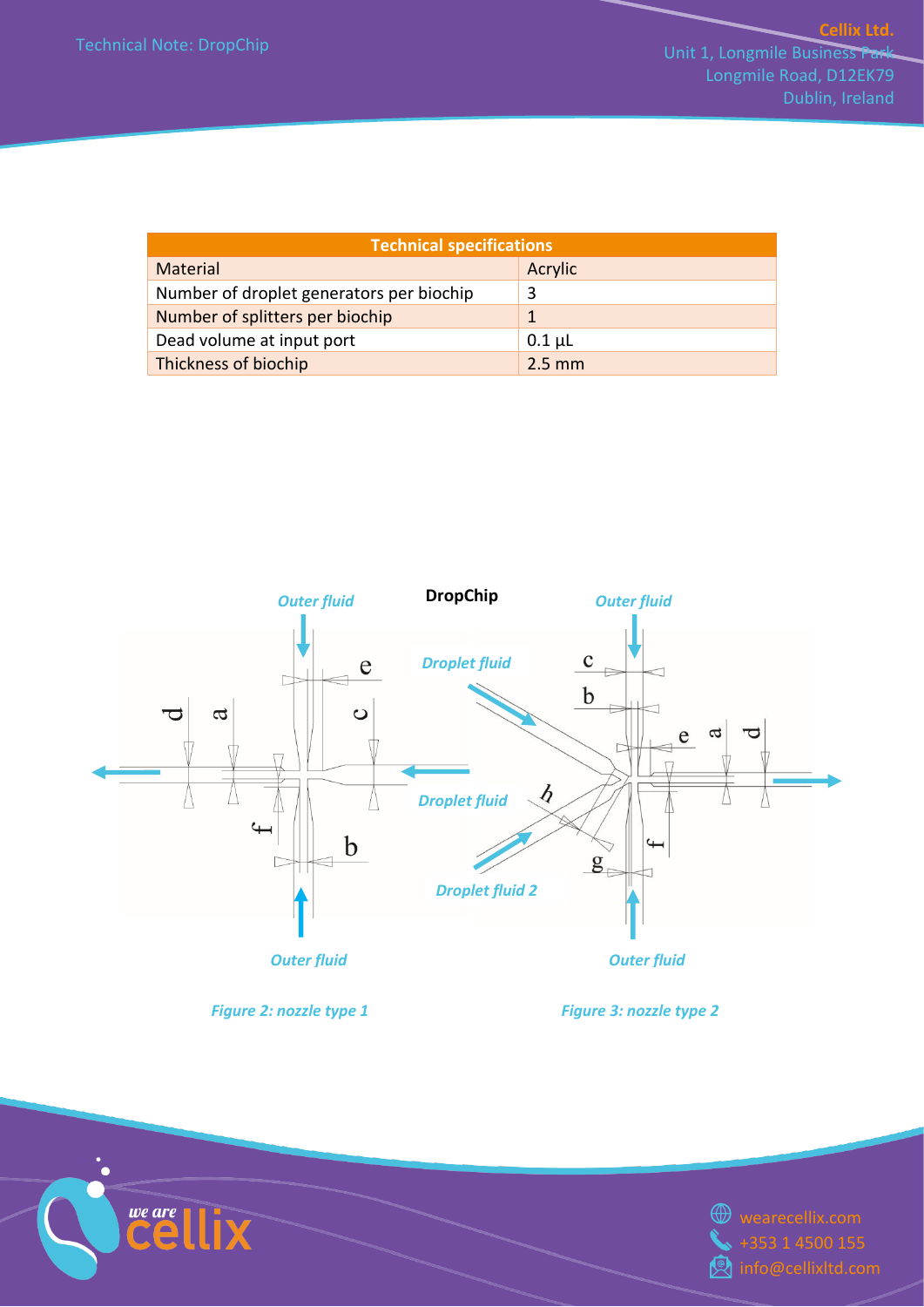| Technical specifications | |
|---|---|
| Material | Acrylic |
| Number of droplet generators per biochip | 3 |
| Number of splitters per biochip | 1 |
| Dead volume at input port | 0.1 µL |
| Thickness of biochip | 2.5 mm |

**DropChip**

*Figure 2: nozzle type 1*

*Figure 3: nozzle type 2*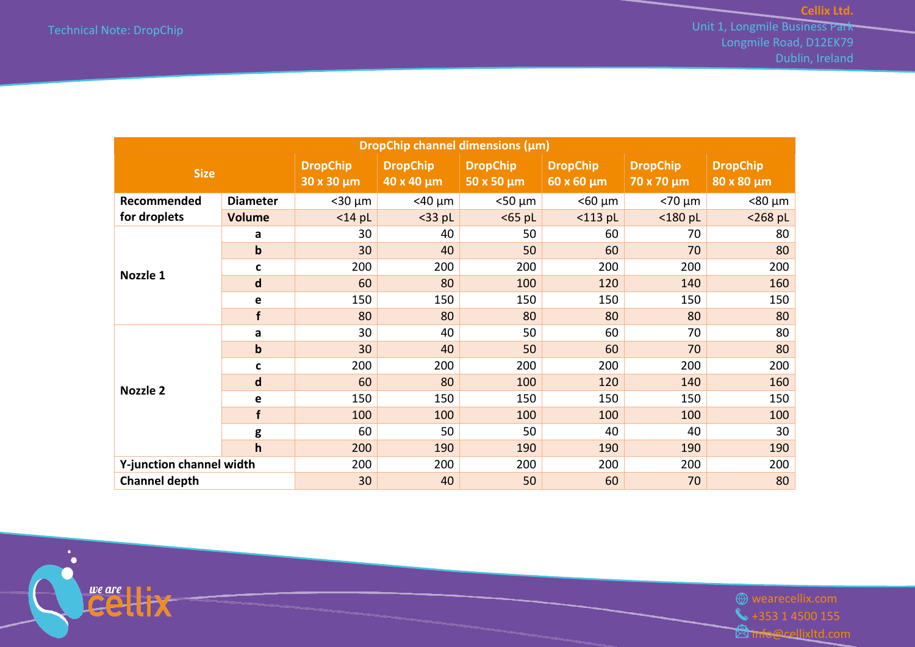| DropChip channel dimensions (µm) | | | | | | | |
|---|---|---|---|---|---|---|---|
| **Size** | | **DropChip 30 x 30 µm** | **DropChip 40 x 40 µm** | **DropChip 50 x 50 µm** | **DropChip 60 x 60 µm** | **DropChip 70 x 70 µm** | **DropChip 80 x 80 µm** |
| **Recommended for droplets** | **Diameter** | <30 µm | <40 µm | <50 µm | <60 µm | <70 µm | <80 µm |
| | **Volume** | <14 pL | <33 pL | <65 pL | <113 pL | <180 pL | <268 pL |
| **Nozzle 1** | **a** | 30 | 40 | 50 | 60 | 70 | 80 |
| | **b** | 30 | 40 | 50 | 60 | 70 | 80 |
| | **c** | 200 | 200 | 200 | 200 | 200 | 200 |
| | **d** | 60 | 80 | 100 | 120 | 140 | 160 |
| | **e** | 150 | 150 | 150 | 150 | 150 | 150 |
| | **f** | 80 | 80 | 80 | 80 | 80 | 80 |
| **Nozzle 2** | **a** | 30 | 40 | 50 | 60 | 70 | 80 |
| | **b** | 30 | 40 | 50 | 60 | 70 | 80 |
| | **c** | 200 | 200 | 200 | 200 | 200 | 200 |
| | **d** | 60 | 80 | 100 | 120 | 140 | 160 |
| | **e** | 150 | 150 | 150 | 150 | 150 | 150 |
| | **f** | 100 | 100 | 100 | 100 | 100 | 100 |
| | **g** | 60 | 50 | 50 | 40 | 40 | 30 |
| | **h** | 200 | 190 | 190 | 190 | 190 | 190 |
| **Y-junction channel width** | | 200 | 200 | 200 | 200 | 200 | 200 |
| **Channel depth** | | 30 | 40 | 50 | 60 | 70 | 80 |